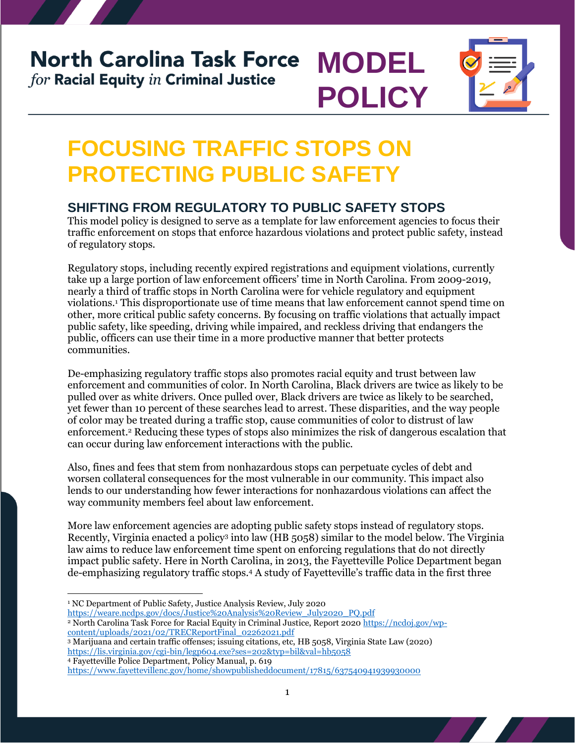**North Carolina Task Force** *for* **Racial Equity** *in* **Criminal Justice**

**MODEL POLICY**

# FOCUSING TRAFFIC STOPS ON PROTECTING PUBLIC SAFETY

## SHIFTING FROM REGULATORY TO PUBLIC SAFETY STOPS

This model policy is designed to serve as a template for law enforcement agencies to focus their traffic enforcement on stops that enforce hazardous violations and protect public safety, instead of regulatory stops.

Regulatory stops, including recently expired registrations and equipment violations, currently take up a large portion of law enforcement officers' time in North Carolina. From 2009-2019, nearly a third of traffic stops in North Carolina were for vehicle regulatory and equipment violations.[1] This disproportionate use of time means that law enforcement cannot spend time on other, more critical public safety concerns. By focusing on traffic violations that actually impact public safety, like speeding, driving while impaired, and reckless driving that endangers the public, officers can use their time in a more productive manner that better protects communities.

De-emphasizing regulatory traffic stops also promotes racial equity and trust between law enforcement and communities of color. In North Carolina, Black drivers are twice as likely to be pulled over as white drivers. Once pulled over, Black drivers are twice as likely to be searched, yet fewer than 10 percent of these searches lead to arrest. These disparities, and the way people of color may be treated during a traffic stop, cause communities of color to distrust of law enforcement.[2] Reducing these types of stops also minimizes the risk of dangerous escalation that can occur during law enforcement interactions with the public.

Also, fines and fees that stem from nonhazardous stops can perpetuate cycles of debt and worsen collateral consequences for the most vulnerable in our community. This impact also lends to our understanding how fewer interactions for nonhazardous violations can affect the way community members feel about law enforcement.

More law enforcement agencies are adopting public safety stops instead of regulatory stops. Recently, Virginia enacted a policy[3] into law (HB 5058) similar to the model below. The Virginia law aims to reduce law enforcement time spent on enforcing regulations that do not directly impact public safety. Here in North Carolina, in 2013, the Fayetteville Police Department began de-emphasizing regulatory traffic stops.[4] A study of Fayetteville's traffic data in the first three

---

[1] NC Department of Public Safety, Justice Analysis Review, July 2020 https://weare.ncdps.gov/docs/Justice%20Analysis%20Review_July2020_PQ.pdf

[2] North Carolina Task Force for Racial Equity in Criminal Justice, Report 2020 https://ncdoj.gov/wp-content/uploads/2021/02/TRECReportFinal_02262021.pdf

[3] Marijuana and certain traffic offenses; issuing citations, etc, HB 5058, Virginia State Law (2020) https://lis.virginia.gov/cgi-bin/legp604.exe?ses=202&typ=bil&val=hb5058

[4] Fayetteville Police Department, Policy Manual, p. 619 https://www.fayettevillenc.gov/home/showpublisheddocument/17815/637540941939930000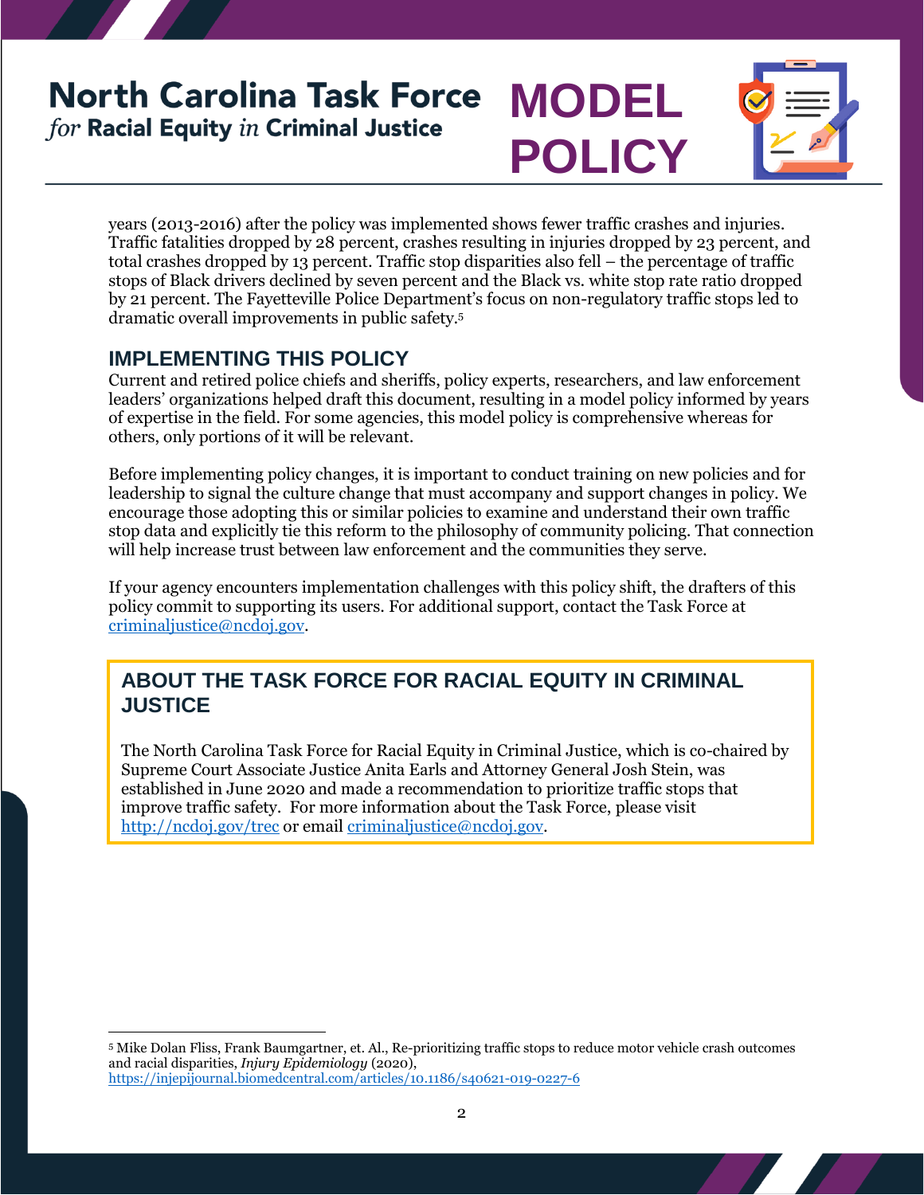years (2013-2016) after the policy was implemented shows fewer traffic crashes and injuries. Traffic fatalities dropped by 28 percent, crashes resulting in injuries dropped by 23 percent, and total crashes dropped by 13 percent. Traffic stop disparities also fell – the percentage of traffic stops of Black drivers declined by seven percent and the Black vs. white stop rate ratio dropped by 21 percent. The Fayetteville Police Department's focus on non-regulatory traffic stops led to dramatic overall improvements in public safety.[5]

## IMPLEMENTING THIS POLICY

Current and retired police chiefs and sheriffs, policy experts, researchers, and law enforcement leaders' organizations helped draft this document, resulting in a model policy informed by years of expertise in the field. For some agencies, this model policy is comprehensive whereas for others, only portions of it will be relevant.

Before implementing policy changes, it is important to conduct training on new policies and for leadership to signal the culture change that must accompany and support changes in policy. We encourage those adopting this or similar policies to examine and understand their own traffic stop data and explicitly tie this reform to the philosophy of community policing. That connection will help increase trust between law enforcement and the communities they serve.

If your agency encounters implementation challenges with this policy shift, the drafters of this policy commit to supporting its users. For additional support, contact the Task Force at [criminaljustice@ncdoj.gov](mailto:criminaljustice@ncdoj.gov).

## ABOUT THE TASK FORCE FOR RACIAL EQUITY IN CRIMINAL JUSTICE

The North Carolina Task Force for Racial Equity in Criminal Justice, which is co-chaired by Supreme Court Associate Justice Anita Earls and Attorney General Josh Stein, was established in June 2020 and made a recommendation to prioritize traffic stops that improve traffic safety. For more information about the Task Force, please visit [http://ncdoj.gov/trec](http://ncdoj.gov/trec) or email [criminaljustice@ncdoj.gov](mailto:criminaljustice@ncdoj.gov).

---

[5] Mike Dolan Fliss, Frank Baumgartner, et. Al., Re-prioritizing traffic stops to reduce motor vehicle crash outcomes and racial disparities, *Injury Epidemiology* (2020), [https://injepijournal.biomedcentral.com/articles/10.1186/s40621-019-0227-6](https://injepijournal.biomedcentral.com/articles/10.1186/s40621-019-0227-6)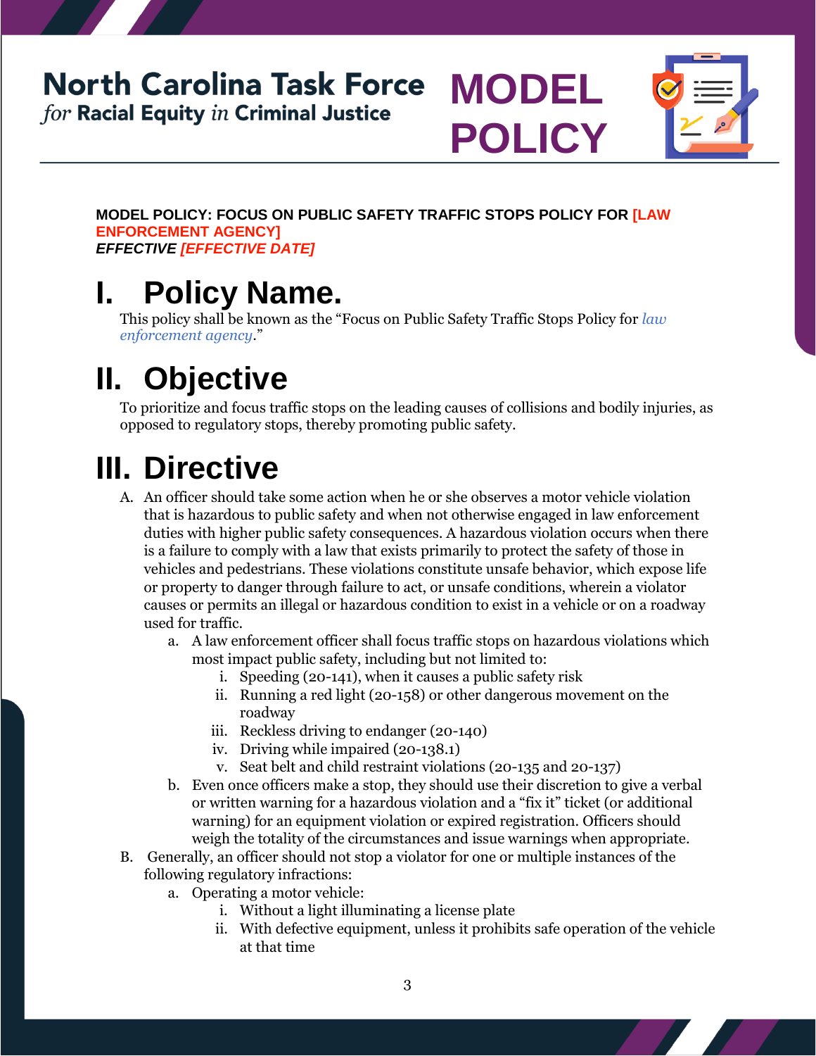North Carolina Task Force *for* **Racial Equity** *in* **Criminal Justice**

**MODEL POLICY**

**MODEL POLICY: FOCUS ON PUBLIC SAFETY TRAFFIC STOPS POLICY FOR [LAW ENFORCEMENT AGENCY]**
***EFFECTIVE [EFFECTIVE DATE]***

# I. Policy Name.

This policy shall be known as the "Focus on Public Safety Traffic Stops Policy for *law enforcement agency*."

# II. Objective

To prioritize and focus traffic stops on the leading causes of collisions and bodily injuries, as opposed to regulatory stops, thereby promoting public safety.

# III. Directive

A. An officer should take some action when he or she observes a motor vehicle violation that is hazardous to public safety and when not otherwise engaged in law enforcement duties with higher public safety consequences. A hazardous violation occurs when there is a failure to comply with a law that exists primarily to protect the safety of those in vehicles and pedestrians. These violations constitute unsafe behavior, which expose life or property to danger through failure to act, or unsafe conditions, wherein a violator causes or permits an illegal or hazardous condition to exist in a vehicle or on a roadway used for traffic.

   a. A law enforcement officer shall focus traffic stops on hazardous violations which most impact public safety, including but not limited to:
      - i. Speeding (20-141), when it causes a public safety risk
      - ii. Running a red light (20-158) or other dangerous movement on the roadway
      - iii. Reckless driving to endanger (20-140)
      - iv. Driving while impaired (20-138.1)
      - v. Seat belt and child restraint violations (20-135 and 20-137)

   b. Even once officers make a stop, they should use their discretion to give a verbal or written warning for a hazardous violation and a "fix it" ticket (or additional warning) for an equipment violation or expired registration. Officers should weigh the totality of the circumstances and issue warnings when appropriate.

B. Generally, an officer should not stop a violator for one or multiple instances of the following regulatory infractions:

   a. Operating a motor vehicle:
      - i. Without a light illuminating a license plate
      - ii. With defective equipment, unless it prohibits safe operation of the vehicle at that time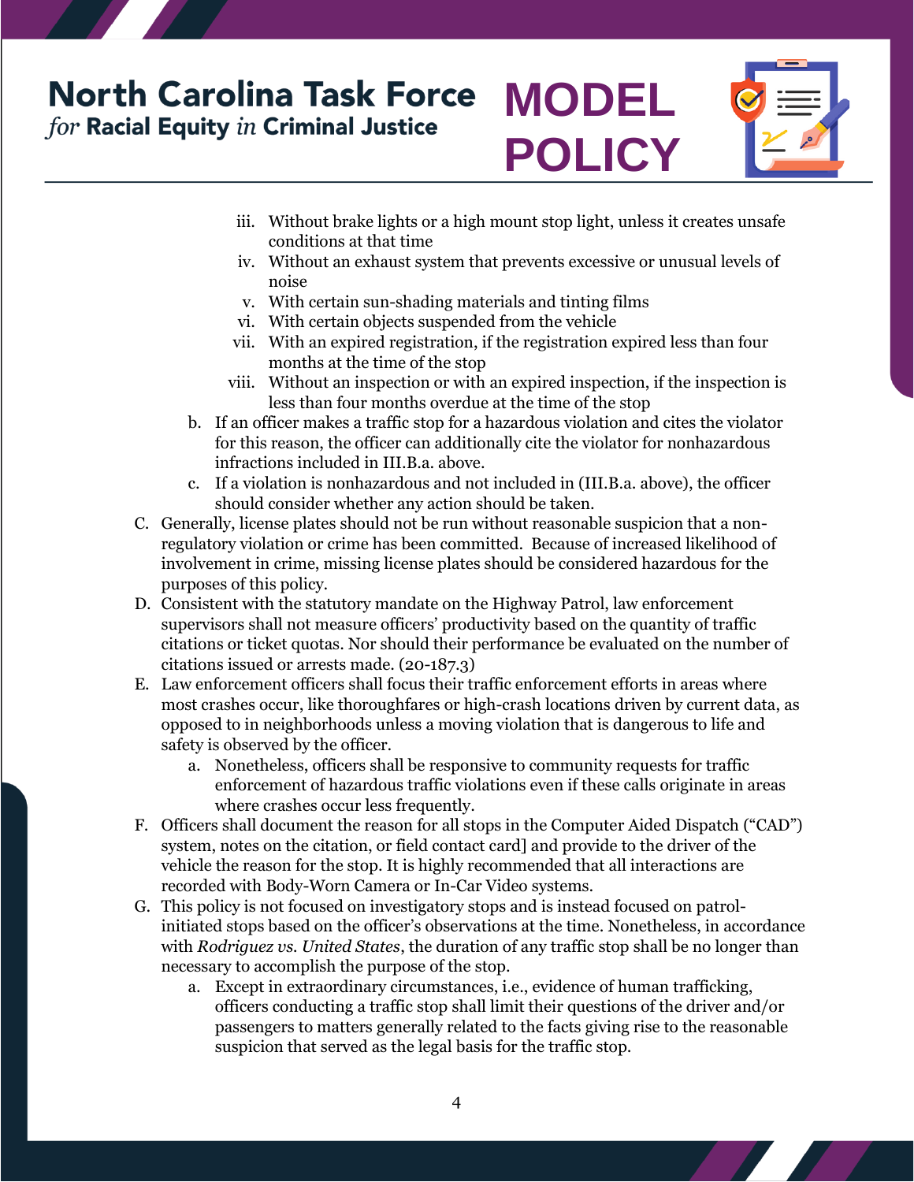iii. Without brake lights or a high mount stop light, unless it creates unsafe conditions at that time
   iv. Without an exhaust system that prevents excessive or unusual levels of noise
   v. With certain sun-shading materials and tinting films
   vi. With certain objects suspended from the vehicle
   vii. With an expired registration, if the registration expired less than four months at the time of the stop
   viii. Without an inspection or with an expired inspection, if the inspection is less than four months overdue at the time of the stop

  b. If an officer makes a traffic stop for a hazardous violation and cites the violator for this reason, the officer can additionally cite the violator for nonhazardous infractions included in III.B.a. above.
  c. If a violation is nonhazardous and not included in (III.B.a. above), the officer should consider whether any action should be taken.

C. Generally, license plates should not be run without reasonable suspicion that a non-regulatory violation or crime has been committed. Because of increased likelihood of involvement in crime, missing license plates should be considered hazardous for the purposes of this policy.

D. Consistent with the statutory mandate on the Highway Patrol, law enforcement supervisors shall not measure officers' productivity based on the quantity of traffic citations or ticket quotas. Nor should their performance be evaluated on the number of citations issued or arrests made. (20-187.3)

E. Law enforcement officers shall focus their traffic enforcement efforts in areas where most crashes occur, like thoroughfares or high-crash locations driven by current data, as opposed to in neighborhoods unless a moving violation that is dangerous to life and safety is observed by the officer.
  a. Nonetheless, officers shall be responsive to community requests for traffic enforcement of hazardous traffic violations even if these calls originate in areas where crashes occur less frequently.

F. Officers shall document the reason for all stops in the Computer Aided Dispatch ("CAD") system, notes on the citation, or field contact card] and provide to the driver of the vehicle the reason for the stop. It is highly recommended that all interactions are recorded with Body-Worn Camera or In-Car Video systems.

G. This policy is not focused on investigatory stops and is instead focused on patrol-initiated stops based on the officer's observations at the time. Nonetheless, in accordance with *Rodriguez vs. United States*, the duration of any traffic stop shall be no longer than necessary to accomplish the purpose of the stop.
  a. Except in extraordinary circumstances, i.e., evidence of human trafficking, officers conducting a traffic stop shall limit their questions of the driver and/or passengers to matters generally related to the facts giving rise to the reasonable suspicion that served as the legal basis for the traffic stop.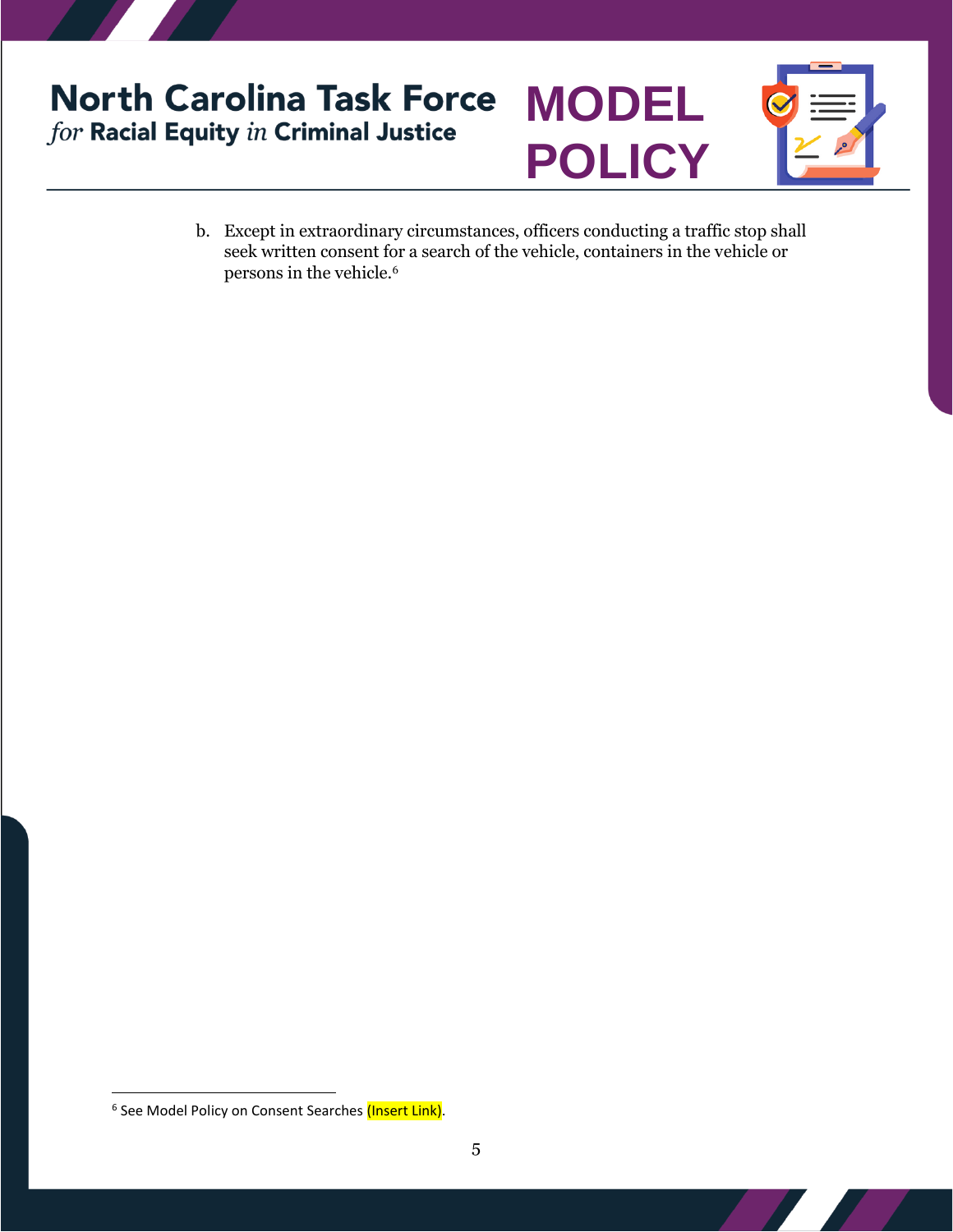b. Except in extraordinary circumstances, officers conducting a traffic stop shall seek written consent for a search of the vehicle, containers in the vehicle or persons in the vehicle.[6]

[6] See Model Policy on Consent Searches (Insert Link).